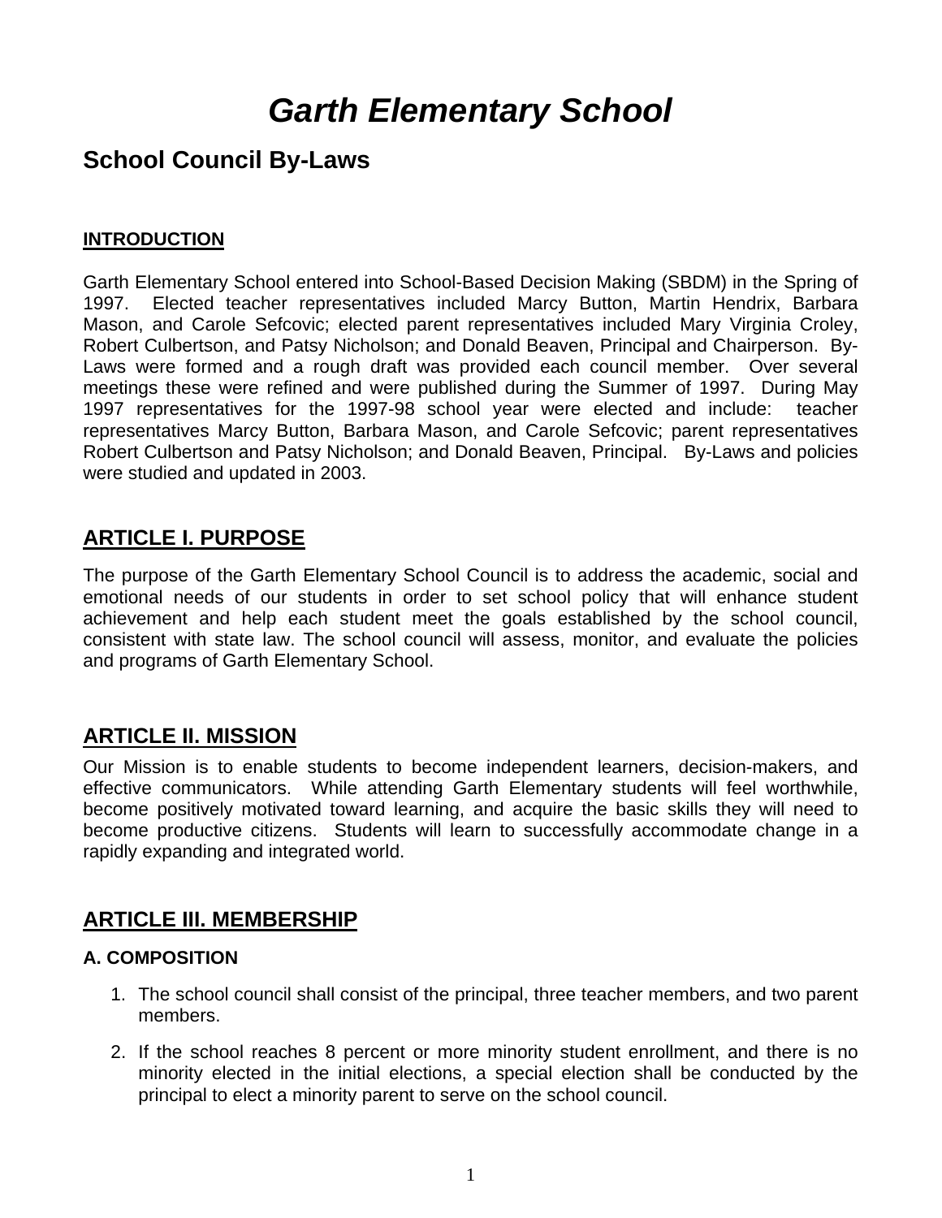# *Garth Elementary School*

## School Council By-Laws

**INTRODUCTION**

Garth Elementary School entered into School-Based Decision Making (SBDM) in the Spring of 1997. Elected teacher representatives included Marcy Button, Martin Hendrix, Barbara Mason, and Carole Sefcovic; elected parent representatives included Mary Virginia Croley, Robert Culbertson, and Patsy Nicholson; and Donald Beaven, Principal and Chairperson. By-Laws were formed and a rough draft was provided each council member. Over several meetings these were refined and were published during the Summer of 1997. During May 1997 representatives for the 1997-98 school year were elected and include: teacher representatives Marcy Button, Barbara Mason, and Carole Sefcovic; parent representatives Robert Culbertson and Patsy Nicholson; and Donald Beaven, Principal. By-Laws and policies were studied and updated in 2003.

## ARTICLE I. PURPOSE

The purpose of the Garth Elementary School Council is to address the academic, social and emotional needs of our students in order to set school policy that will enhance student achievement and help each student meet the goals established by the school council, consistent with state law. The school council will assess, monitor, and evaluate the policies and programs of Garth Elementary School.

## ARTICLE II. MISSION

Our Mission is to enable students to become independent learners, decision-makers, and effective communicators. While attending Garth Elementary students will feel worthwhile, become positively motivated toward learning, and acquire the basic skills they will need to become productive citizens. Students will learn to successfully accommodate change in a rapidly expanding and integrated world.

## ARTICLE III. MEMBERSHIP

### A. COMPOSITION

1. The school council shall consist of the principal, three teacher members, and two parent members.
2. If the school reaches 8 percent or more minority student enrollment, and there is no minority elected in the initial elections, a special election shall be conducted by the principal to elect a minority parent to serve on the school council.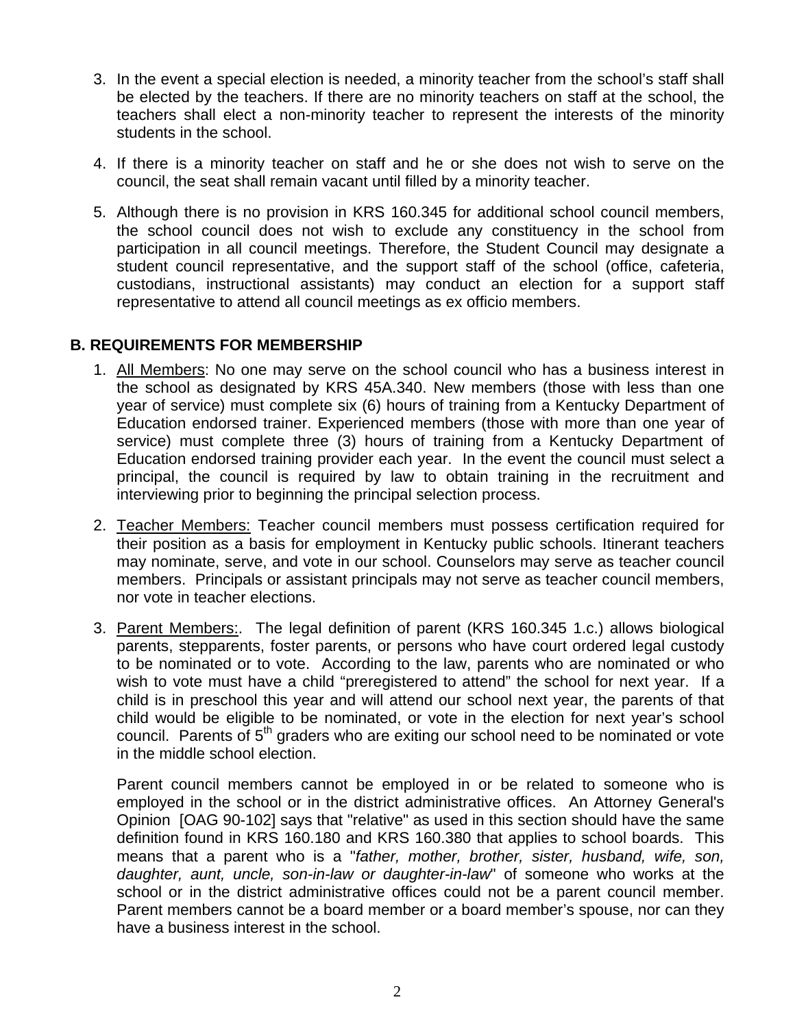3. In the event a special election is needed, a minority teacher from the school's staff shall be elected by the teachers. If there are no minority teachers on staff at the school, the teachers shall elect a non-minority teacher to represent the interests of the minority students in the school.

4. If there is a minority teacher on staff and he or she does not wish to serve on the council, the seat shall remain vacant until filled by a minority teacher.

5. Although there is no provision in KRS 160.345 for additional school council members, the school council does not wish to exclude any constituency in the school from participation in all council meetings. Therefore, the Student Council may designate a student council representative, and the support staff of the school (office, cafeteria, custodians, instructional assistants) may conduct an election for a support staff representative to attend all council meetings as ex officio members.

## B. REQUIREMENTS FOR MEMBERSHIP

1. <u>All Members</u>: No one may serve on the school council who has a business interest in the school as designated by KRS 45A.340. New members (those with less than one year of service) must complete six (6) hours of training from a Kentucky Department of Education endorsed trainer. Experienced members (those with more than one year of service) must complete three (3) hours of training from a Kentucky Department of Education endorsed training provider each year. In the event the council must select a principal, the council is required by law to obtain training in the recruitment and interviewing prior to beginning the principal selection process.

2. <u>Teacher Members:</u> Teacher council members must possess certification required for their position as a basis for employment in Kentucky public schools. Itinerant teachers may nominate, serve, and vote in our school. Counselors may serve as teacher council members. Principals or assistant principals may not serve as teacher council members, nor vote in teacher elections.

3. <u>Parent Members:</u>. The legal definition of parent (KRS 160.345 1.c.) allows biological parents, stepparents, foster parents, or persons who have court ordered legal custody to be nominated or to vote. According to the law, parents who are nominated or who wish to vote must have a child "preregistered to attend" the school for next year. If a child is in preschool this year and will attend our school next year, the parents of that child would be eligible to be nominated, or vote in the election for next year's school council. Parents of 5th graders who are exiting our school need to be nominated or vote in the middle school election.

   Parent council members cannot be employed in or be related to someone who is employed in the school or in the district administrative offices. An Attorney General's Opinion [OAG 90-102] says that "relative" as used in this section should have the same definition found in KRS 160.180 and KRS 160.380 that applies to school boards. This means that a parent who is a "*father, mother, brother, sister, husband, wife, son, daughter, aunt, uncle, son-in-law or daughter-in-law*" of someone who works at the school or in the district administrative offices could not be a parent council member. Parent members cannot be a board member or a board member's spouse, nor can they have a business interest in the school.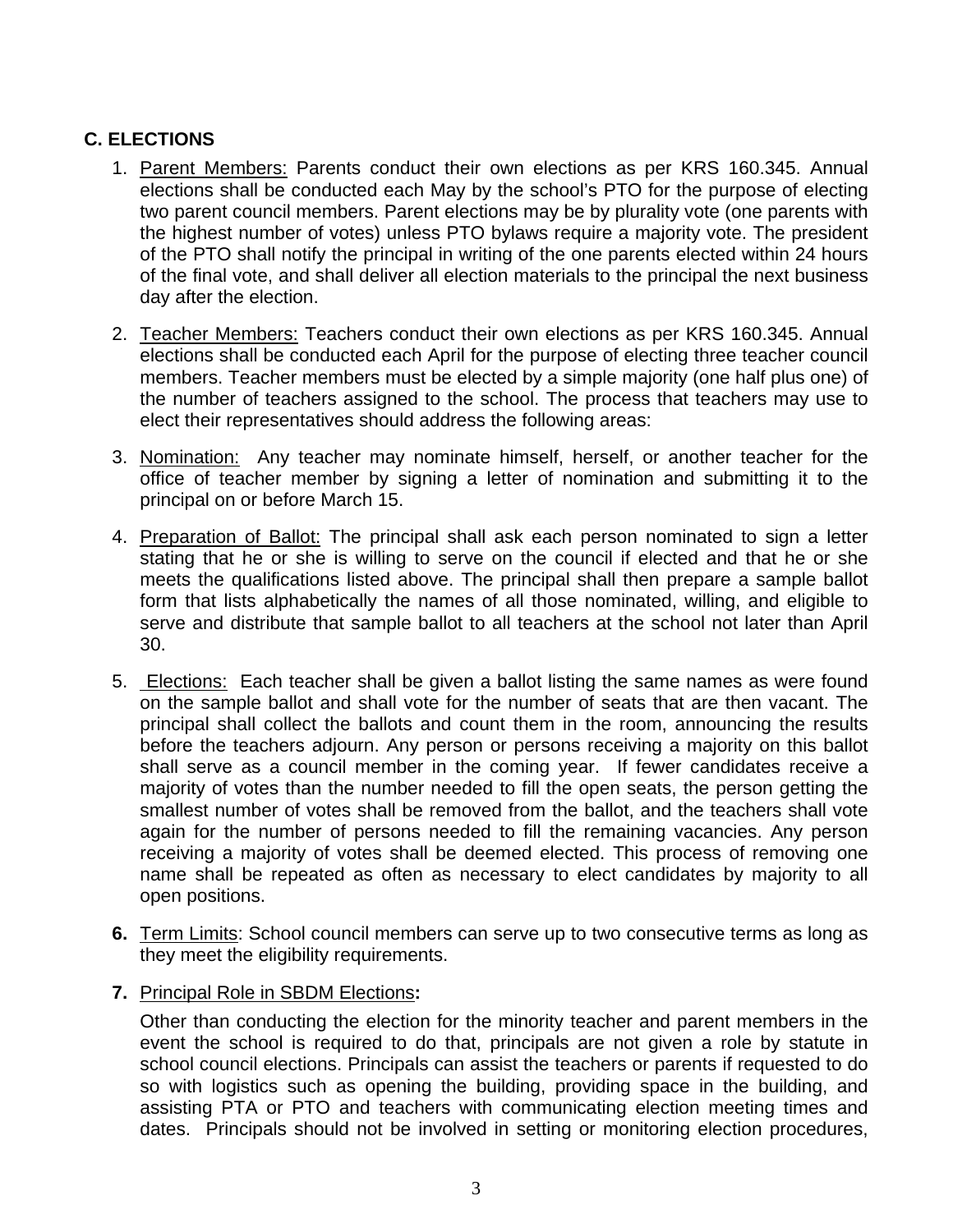## C. ELECTIONS

1. Parent Members: Parents conduct their own elections as per KRS 160.345. Annual elections shall be conducted each May by the school's PTO for the purpose of electing two parent council members. Parent elections may be by plurality vote (one parents with the highest number of votes) unless PTO bylaws require a majority vote. The president of the PTO shall notify the principal in writing of the one parents elected within 24 hours of the final vote, and shall deliver all election materials to the principal the next business day after the election.

2. Teacher Members: Teachers conduct their own elections as per KRS 160.345. Annual elections shall be conducted each April for the purpose of electing three teacher council members. Teacher members must be elected by a simple majority (one half plus one) of the number of teachers assigned to the school. The process that teachers may use to elect their representatives should address the following areas:

3. Nomination: Any teacher may nominate himself, herself, or another teacher for the office of teacher member by signing a letter of nomination and submitting it to the principal on or before March 15.

4. Preparation of Ballot: The principal shall ask each person nominated to sign a letter stating that he or she is willing to serve on the council if elected and that he or she meets the qualifications listed above. The principal shall then prepare a sample ballot form that lists alphabetically the names of all those nominated, willing, and eligible to serve and distribute that sample ballot to all teachers at the school not later than April 30.

5. Elections: Each teacher shall be given a ballot listing the same names as were found on the sample ballot and shall vote for the number of seats that are then vacant. The principal shall collect the ballots and count them in the room, announcing the results before the teachers adjourn. Any person or persons receiving a majority on this ballot shall serve as a council member in the coming year. If fewer candidates receive a majority of votes than the number needed to fill the open seats, the person getting the smallest number of votes shall be removed from the ballot, and the teachers shall vote again for the number of persons needed to fill the remaining vacancies. Any person receiving a majority of votes shall be deemed elected. This process of removing one name shall be repeated as often as necessary to elect candidates by majority to all open positions.

6. Term Limits: School council members can serve up to two consecutive terms as long as they meet the eligibility requirements.

7. Principal Role in SBDM Elections**:**

   Other than conducting the election for the minority teacher and parent members in the event the school is required to do that, principals are not given a role by statute in school council elections. Principals can assist the teachers or parents if requested to do so with logistics such as opening the building, providing space in the building, and assisting PTA or PTO and teachers with communicating election meeting times and dates. Principals should not be involved in setting or monitoring election procedures,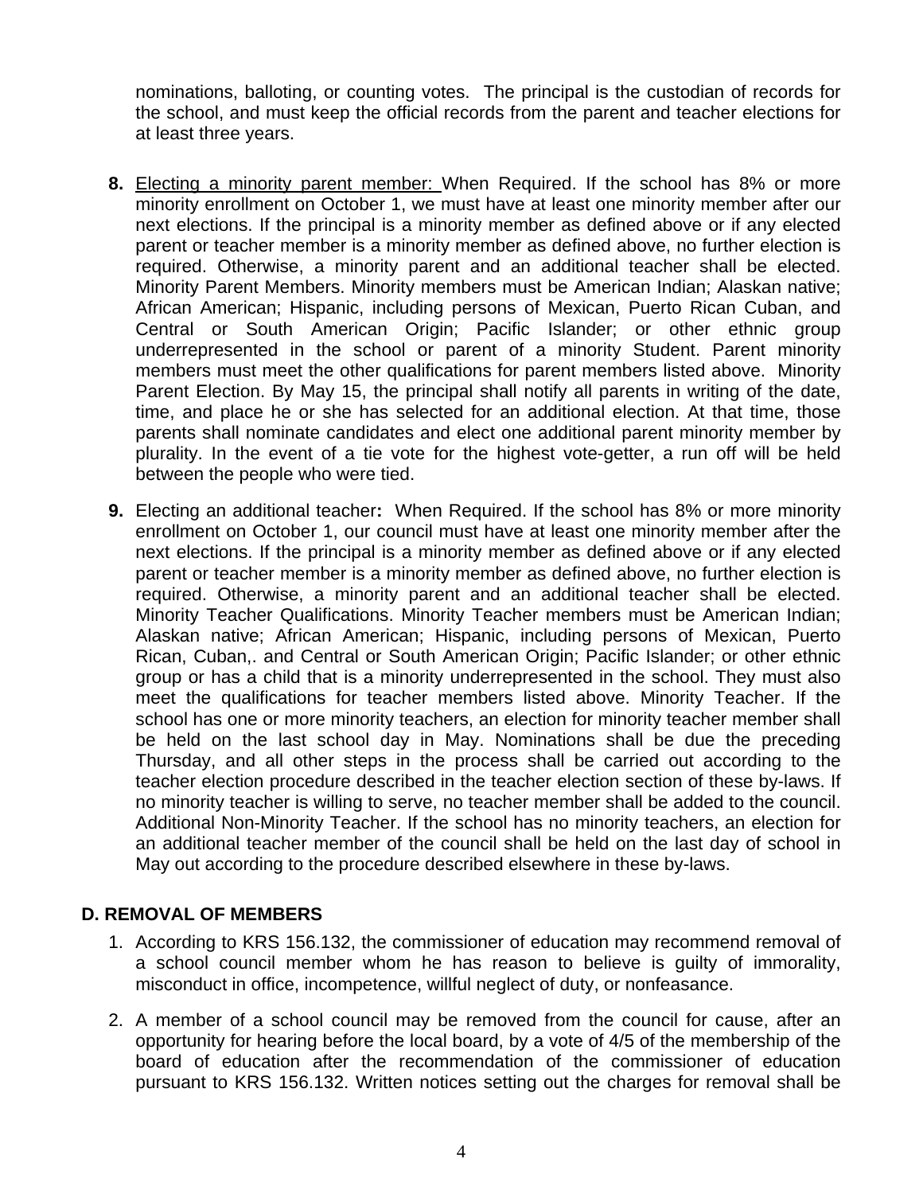nominations, balloting, or counting votes. The principal is the custodian of records for the school, and must keep the official records from the parent and teacher elections for at least three years.

**8.** Electing a minority parent member: When Required. If the school has 8% or more minority enrollment on October 1, we must have at least one minority member after our next elections. If the principal is a minority member as defined above or if any elected parent or teacher member is a minority member as defined above, no further election is required. Otherwise, a minority parent and an additional teacher shall be elected. Minority Parent Members. Minority members must be American Indian; Alaskan native; African American; Hispanic, including persons of Mexican, Puerto Rican Cuban, and Central or South American Origin; Pacific Islander; or other ethnic group underrepresented in the school or parent of a minority Student. Parent minority members must meet the other qualifications for parent members listed above. Minority Parent Election. By May 15, the principal shall notify all parents in writing of the date, time, and place he or she has selected for an additional election. At that time, those parents shall nominate candidates and elect one additional parent minority member by plurality. In the event of a tie vote for the highest vote-getter, a run off will be held between the people who were tied.

**9.** Electing an additional teacher**:** When Required. If the school has 8% or more minority enrollment on October 1, our council must have at least one minority member after the next elections. If the principal is a minority member as defined above or if any elected parent or teacher member is a minority member as defined above, no further election is required. Otherwise, a minority parent and an additional teacher shall be elected. Minority Teacher Qualifications. Minority Teacher members must be American Indian; Alaskan native; African American; Hispanic, including persons of Mexican, Puerto Rican, Cuban,. and Central or South American Origin; Pacific Islander; or other ethnic group or has a child that is a minority underrepresented in the school. They must also meet the qualifications for teacher members listed above. Minority Teacher. If the school has one or more minority teachers, an election for minority teacher member shall be held on the last school day in May. Nominations shall be due the preceding Thursday, and all other steps in the process shall be carried out according to the teacher election procedure described in the teacher election section of these by-laws. If no minority teacher is willing to serve, no teacher member shall be added to the council. Additional Non-Minority Teacher. If the school has no minority teachers, an election for an additional teacher member of the council shall be held on the last day of school in May out according to the procedure described elsewhere in these by-laws.

## D. REMOVAL OF MEMBERS

1. According to KRS 156.132, the commissioner of education may recommend removal of a school council member whom he has reason to believe is guilty of immorality, misconduct in office, incompetence, willful neglect of duty, or nonfeasance.
2. A member of a school council may be removed from the council for cause, after an opportunity for hearing before the local board, by a vote of 4/5 of the membership of the board of education after the recommendation of the commissioner of education pursuant to KRS 156.132. Written notices setting out the charges for removal shall be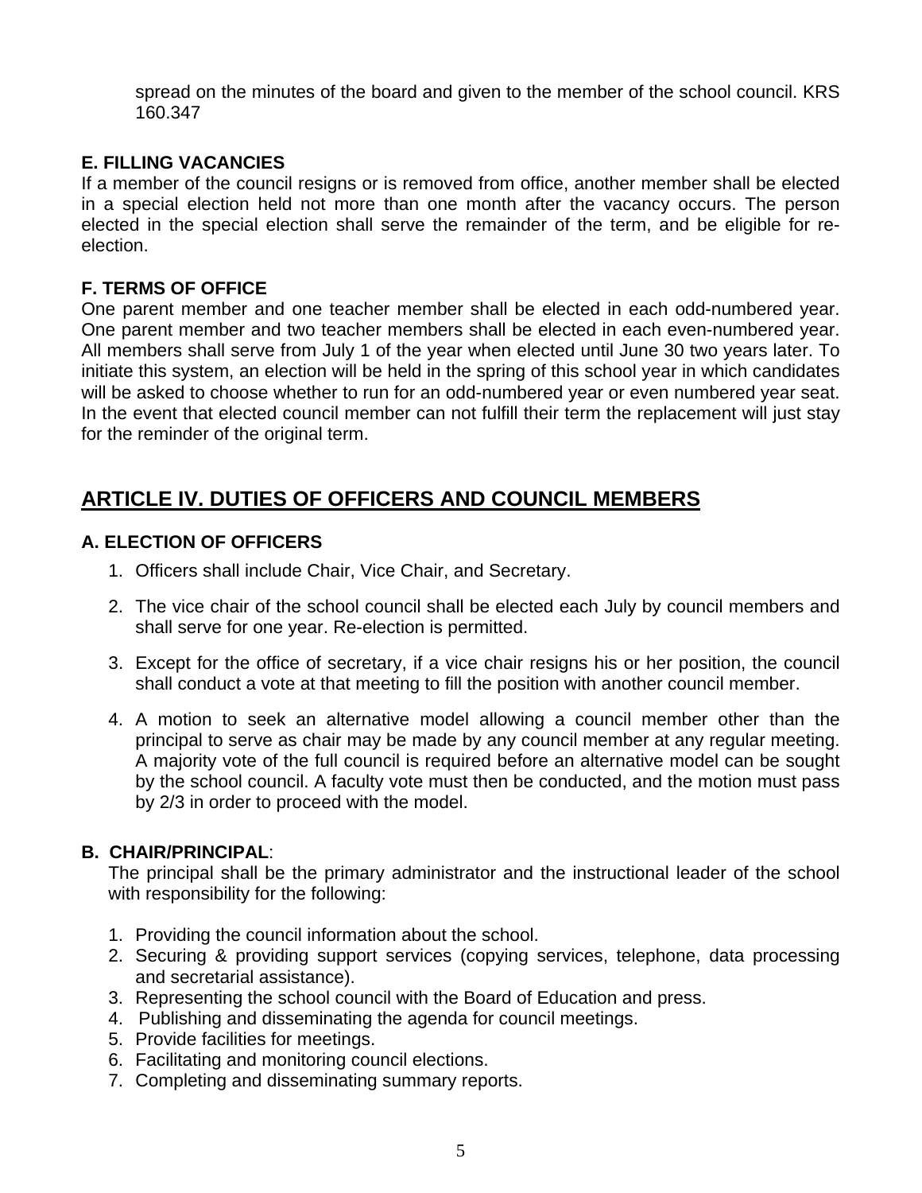spread on the minutes of the board and given to the member of the school council. KRS 160.347

### E. FILLING VACANCIES

If a member of the council resigns or is removed from office, another member shall be elected in a special election held not more than one month after the vacancy occurs. The person elected in the special election shall serve the remainder of the term, and be eligible for re-election.

### F. TERMS OF OFFICE

One parent member and one teacher member shall be elected in each odd-numbered year. One parent member and two teacher members shall be elected in each even-numbered year. All members shall serve from July 1 of the year when elected until June 30 two years later. To initiate this system, an election will be held in the spring of this school year in which candidates will be asked to choose whether to run for an odd-numbered year or even numbered year seat. In the event that elected council member can not fulfill their term the replacement will just stay for the reminder of the original term.

## ARTICLE IV. DUTIES OF OFFICERS AND COUNCIL MEMBERS

### A. ELECTION OF OFFICERS

1. Officers shall include Chair, Vice Chair, and Secretary.
2. The vice chair of the school council shall be elected each July by council members and shall serve for one year. Re-election is permitted.
3. Except for the office of secretary, if a vice chair resigns his or her position, the council shall conduct a vote at that meeting to fill the position with another council member.
4. A motion to seek an alternative model allowing a council member other than the principal to serve as chair may be made by any council member at any regular meeting. A majority vote of the full council is required before an alternative model can be sought by the school council. A faculty vote must then be conducted, and the motion must pass by 2/3 in order to proceed with the model.

### B. CHAIR/PRINCIPAL:

The principal shall be the primary administrator and the instructional leader of the school with responsibility for the following:

1. Providing the council information about the school.
2. Securing & providing support services (copying services, telephone, data processing and secretarial assistance).
3. Representing the school council with the Board of Education and press.
4. Publishing and disseminating the agenda for council meetings.
5. Provide facilities for meetings.
6. Facilitating and monitoring council elections.
7. Completing and disseminating summary reports.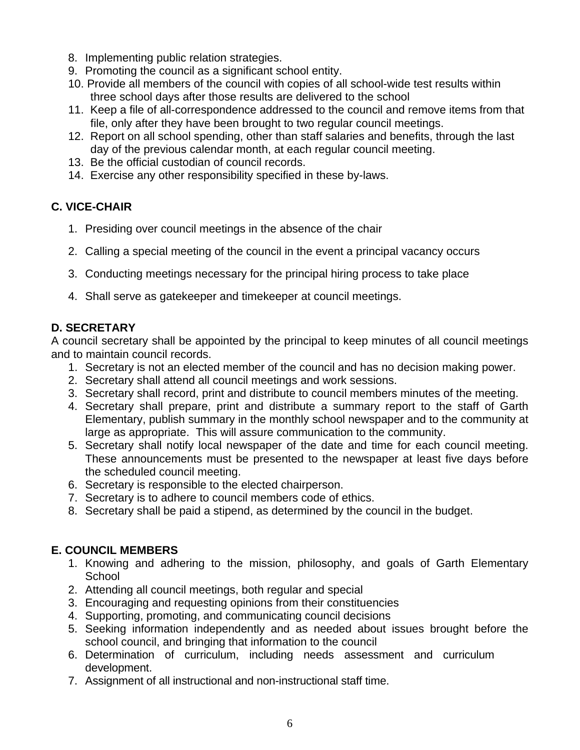8. Implementing public relation strategies.
9. Promoting the council as a significant school entity.
10. Provide all members of the council with copies of all school-wide test results within three school days after those results are delivered to the school
11. Keep a file of all-correspondence addressed to the council and remove items from that file, only after they have been brought to two regular council meetings.
12. Report on all school spending, other than staff salaries and benefits, through the last day of the previous calendar month, at each regular council meeting.
13. Be the official custodian of council records.
14. Exercise any other responsibility specified in these by-laws.

**C. VICE-CHAIR**

1. Presiding over council meetings in the absence of the chair
2. Calling a special meeting of the council in the event a principal vacancy occurs
3. Conducting meetings necessary for the principal hiring process to take place
4. Shall serve as gatekeeper and timekeeper at council meetings.

**D. SECRETARY**

A council secretary shall be appointed by the principal to keep minutes of all council meetings and to maintain council records.

1. Secretary is not an elected member of the council and has no decision making power.
2. Secretary shall attend all council meetings and work sessions.
3. Secretary shall record, print and distribute to council members minutes of the meeting.
4. Secretary shall prepare, print and distribute a summary report to the staff of Garth Elementary, publish summary in the monthly school newspaper and to the community at large as appropriate. This will assure communication to the community.
5. Secretary shall notify local newspaper of the date and time for each council meeting. These announcements must be presented to the newspaper at least five days before the scheduled council meeting.
6. Secretary is responsible to the elected chairperson.
7. Secretary is to adhere to council members code of ethics.
8. Secretary shall be paid a stipend, as determined by the council in the budget.

**E. COUNCIL MEMBERS**

1. Knowing and adhering to the mission, philosophy, and goals of Garth Elementary School
2. Attending all council meetings, both regular and special
3. Encouraging and requesting opinions from their constituencies
4. Supporting, promoting, and communicating council decisions
5. Seeking information independently and as needed about issues brought before the school council, and bringing that information to the council
6. Determination of curriculum, including needs assessment and curriculum development.
7. Assignment of all instructional and non-instructional staff time.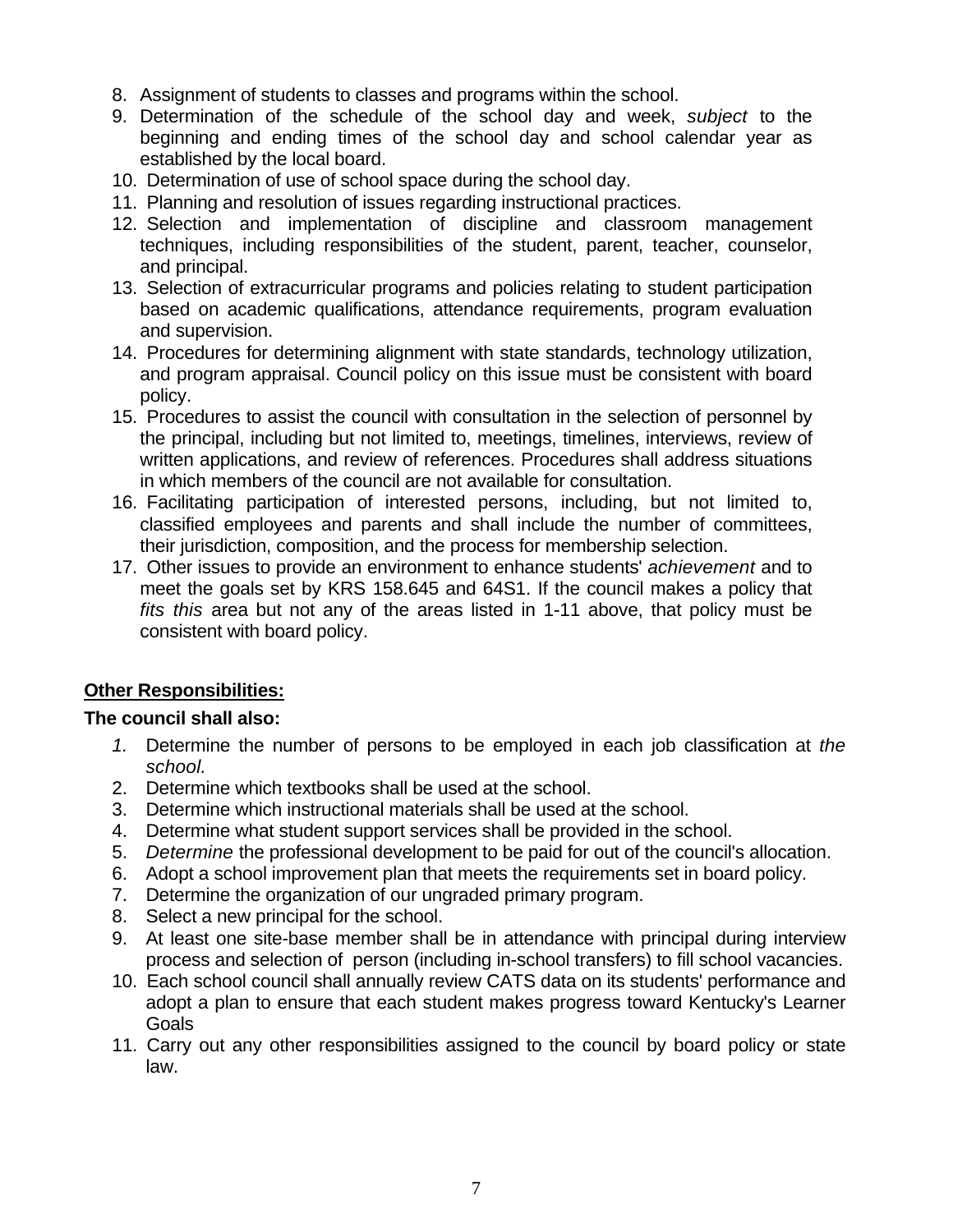8. Assignment of students to classes and programs within the school.
9. Determination of the schedule of the school day and week, *subject* to the beginning and ending times of the school day and school calendar year as established by the local board.
10. Determination of use of school space during the school day.
11. Planning and resolution of issues regarding instructional practices.
12. Selection and implementation of discipline and classroom management techniques, including responsibilities of the student, parent, teacher, counselor, and principal.
13. Selection of extracurricular programs and policies relating to student participation based on academic qualifications, attendance requirements, program evaluation and supervision.
14. Procedures for determining alignment with state standards, technology utilization, and program appraisal. Council policy on this issue must be consistent with board policy.
15. Procedures to assist the council with consultation in the selection of personnel by the principal, including but not limited to, meetings, timelines, interviews, review of written applications, and review of references. Procedures shall address situations in which members of the council are not available for consultation.
16. Facilitating participation of interested persons, including, but not limited to, classified employees and parents and shall include the number of committees, their jurisdiction, composition, and the process for membership selection.
17. Other issues to provide an environment to enhance students' *achievement* and to meet the goals set by KRS 158.645 and 64S1. If the council makes a policy that *fits this* area but not any of the areas listed in 1-11 above, that policy must be consistent with board policy.

**Other Responsibilities:**

**The council shall also:**

1. Determine the number of persons to be employed in each job classification at *the school.*
2. Determine which textbooks shall be used at the school.
3. Determine which instructional materials shall be used at the school.
4. Determine what student support services shall be provided in the school.
5. *Determine* the professional development to be paid for out of the council's allocation.
6. Adopt a school improvement plan that meets the requirements set in board policy.
7. Determine the organization of our ungraded primary program.
8. Select a new principal for the school.
9. At least one site-base member shall be in attendance with principal during interview process and selection of person (including in-school transfers) to fill school vacancies.
10. Each school council shall annually review CATS data on its students' performance and adopt a plan to ensure that each student makes progress toward Kentucky's Learner Goals
11. Carry out any other responsibilities assigned to the council by board policy or state law.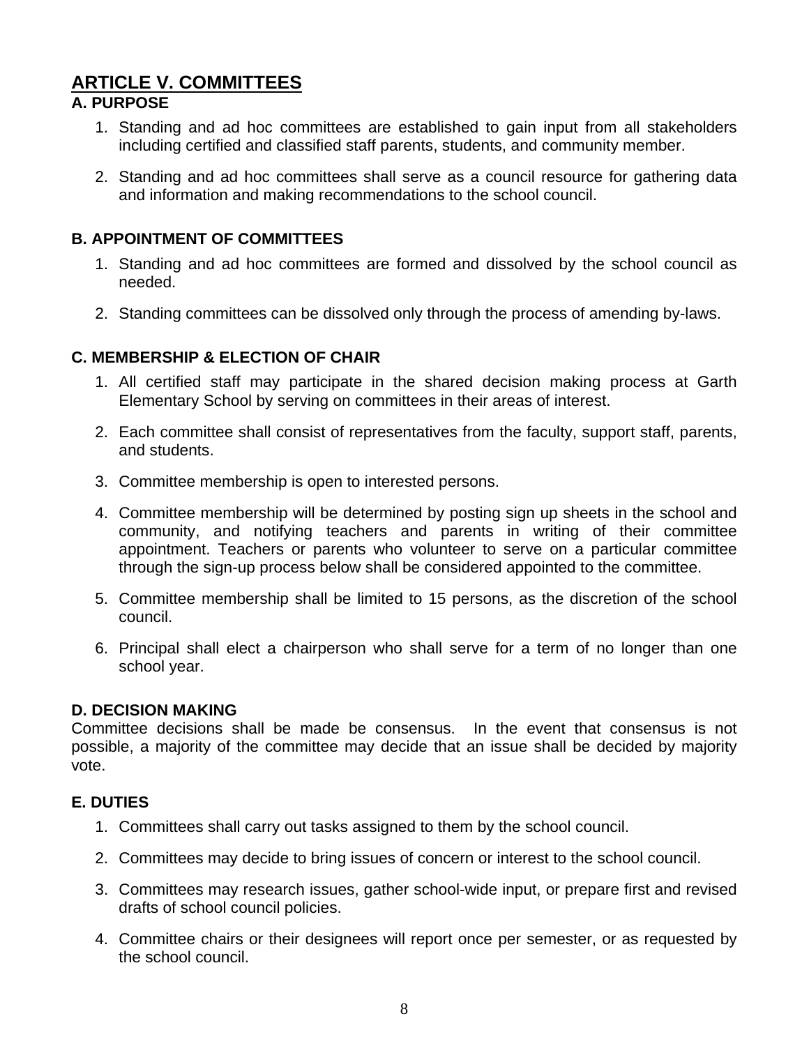## ARTICLE V. COMMITTEES

### A. PURPOSE

1. Standing and ad hoc committees are established to gain input from all stakeholders including certified and classified staff parents, students, and community member.
2. Standing and ad hoc committees shall serve as a council resource for gathering data and information and making recommendations to the school council.

### B. APPOINTMENT OF COMMITTEES

1. Standing and ad hoc committees are formed and dissolved by the school council as needed.
2. Standing committees can be dissolved only through the process of amending by-laws.

### C. MEMBERSHIP & ELECTION OF CHAIR

1. All certified staff may participate in the shared decision making process at Garth Elementary School by serving on committees in their areas of interest.
2. Each committee shall consist of representatives from the faculty, support staff, parents, and students.
3. Committee membership is open to interested persons.
4. Committee membership will be determined by posting sign up sheets in the school and community, and notifying teachers and parents in writing of their committee appointment. Teachers or parents who volunteer to serve on a particular committee through the sign-up process below shall be considered appointed to the committee.
5. Committee membership shall be limited to 15 persons, as the discretion of the school council.
6. Principal shall elect a chairperson who shall serve for a term of no longer than one school year.

### D. DECISION MAKING

Committee decisions shall be made be consensus. In the event that consensus is not possible, a majority of the committee may decide that an issue shall be decided by majority vote.

### E. DUTIES

1. Committees shall carry out tasks assigned to them by the school council.
2. Committees may decide to bring issues of concern or interest to the school council.
3. Committees may research issues, gather school-wide input, or prepare first and revised drafts of school council policies.
4. Committee chairs or their designees will report once per semester, or as requested by the school council.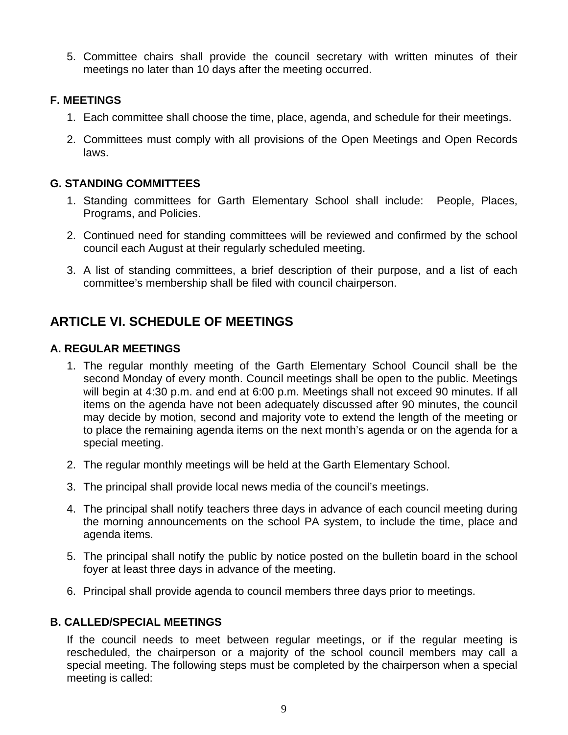5. Committee chairs shall provide the council secretary with written minutes of their meetings no later than 10 days after the meeting occurred.

### F. MEETINGS

1. Each committee shall choose the time, place, agenda, and schedule for their meetings.
2. Committees must comply with all provisions of the Open Meetings and Open Records laws.

### G. STANDING COMMITTEES

1. Standing committees for Garth Elementary School shall include: People, Places, Programs, and Policies.
2. Continued need for standing committees will be reviewed and confirmed by the school council each August at their regularly scheduled meeting.
3. A list of standing committees, a brief description of their purpose, and a list of each committee's membership shall be filed with council chairperson.

## ARTICLE VI. SCHEDULE OF MEETINGS

### A. REGULAR MEETINGS

1. The regular monthly meeting of the Garth Elementary School Council shall be the second Monday of every month. Council meetings shall be open to the public. Meetings will begin at 4:30 p.m. and end at 6:00 p.m. Meetings shall not exceed 90 minutes. If all items on the agenda have not been adequately discussed after 90 minutes, the council may decide by motion, second and majority vote to extend the length of the meeting or to place the remaining agenda items on the next month's agenda or on the agenda for a special meeting.
2. The regular monthly meetings will be held at the Garth Elementary School.
3. The principal shall provide local news media of the council's meetings.
4. The principal shall notify teachers three days in advance of each council meeting during the morning announcements on the school PA system, to include the time, place and agenda items.
5. The principal shall notify the public by notice posted on the bulletin board in the school foyer at least three days in advance of the meeting.
6. Principal shall provide agenda to council members three days prior to meetings.

### B. CALLED/SPECIAL MEETINGS

If the council needs to meet between regular meetings, or if the regular meeting is rescheduled, the chairperson or a majority of the school council members may call a special meeting. The following steps must be completed by the chairperson when a special meeting is called: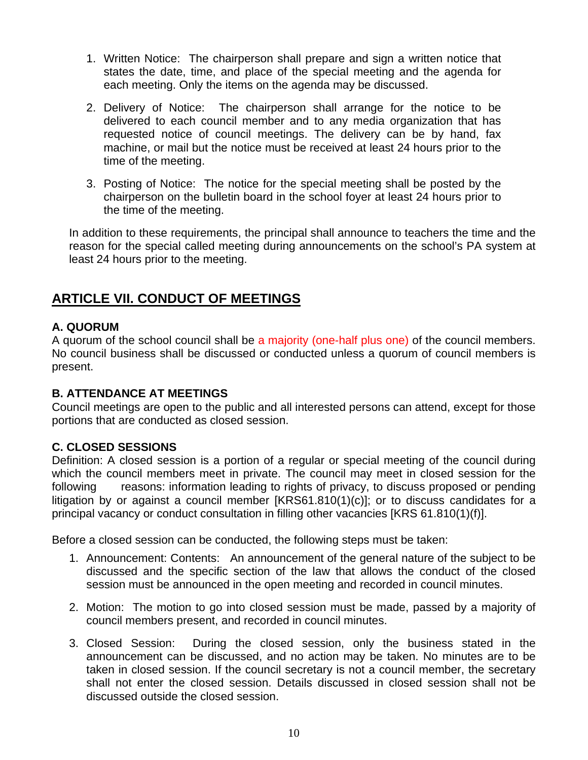1. Written Notice: The chairperson shall prepare and sign a written notice that states the date, time, and place of the special meeting and the agenda for each meeting. Only the items on the agenda may be discussed.

2. Delivery of Notice: The chairperson shall arrange for the notice to be delivered to each council member and to any media organization that has requested notice of council meetings. The delivery can be by hand, fax machine, or mail but the notice must be received at least 24 hours prior to the time of the meeting.

3. Posting of Notice: The notice for the special meeting shall be posted by the chairperson on the bulletin board in the school foyer at least 24 hours prior to the time of the meeting.

In addition to these requirements, the principal shall announce to teachers the time and the reason for the special called meeting during announcements on the school's PA system at least 24 hours prior to the meeting.

## ARTICLE VII. CONDUCT OF MEETINGS

### A. QUORUM

A quorum of the school council shall be a majority (one-half plus one) of the council members. No council business shall be discussed or conducted unless a quorum of council members is present.

### B. ATTENDANCE AT MEETINGS

Council meetings are open to the public and all interested persons can attend, except for those portions that are conducted as closed session.

### C. CLOSED SESSIONS

Definition: A closed session is a portion of a regular or special meeting of the council during which the council members meet in private. The council may meet in closed session for the following reasons: information leading to rights of privacy, to discuss proposed or pending litigation by or against a council member [KRS61.810(1)(c)]; or to discuss candidates for a principal vacancy or conduct consultation in filling other vacancies [KRS 61.810(1)(f)].

Before a closed session can be conducted, the following steps must be taken:

1. Announcement: Contents: An announcement of the general nature of the subject to be discussed and the specific section of the law that allows the conduct of the closed session must be announced in the open meeting and recorded in council minutes.

2. Motion: The motion to go into closed session must be made, passed by a majority of council members present, and recorded in council minutes.

3. Closed Session: During the closed session, only the business stated in the announcement can be discussed, and no action may be taken. No minutes are to be taken in closed session. If the council secretary is not a council member, the secretary shall not enter the closed session. Details discussed in closed session shall not be discussed outside the closed session.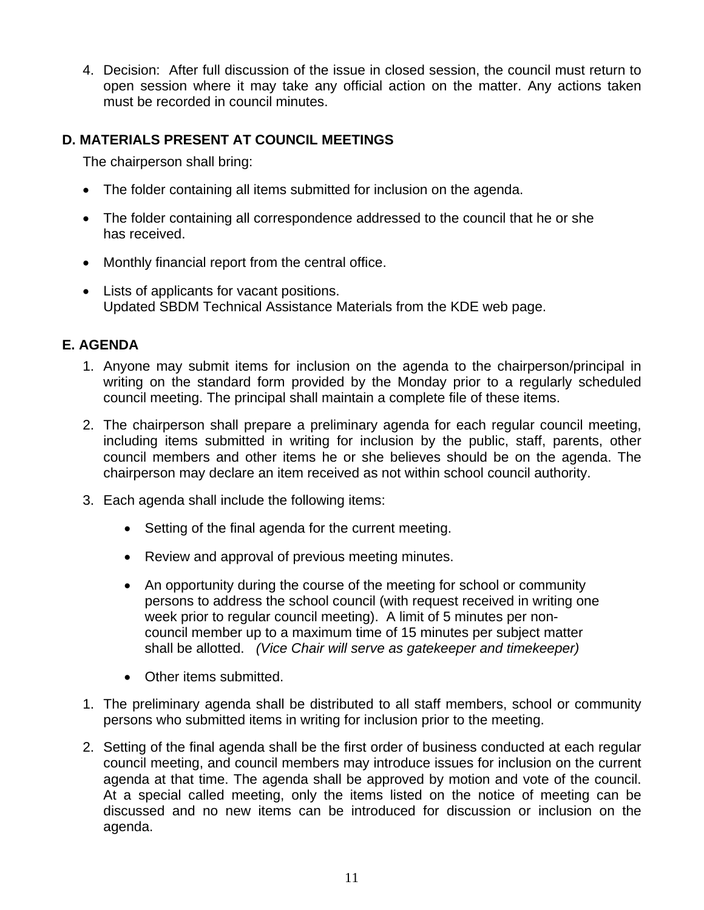4. Decision: After full discussion of the issue in closed session, the council must return to open session where it may take any official action on the matter. Any actions taken must be recorded in council minutes.

## D. MATERIALS PRESENT AT COUNCIL MEETINGS

The chairperson shall bring:

- The folder containing all items submitted for inclusion on the agenda.
- The folder containing all correspondence addressed to the council that he or she has received.
- Monthly financial report from the central office.
- Lists of applicants for vacant positions.
  Updated SBDM Technical Assistance Materials from the KDE web page.

## E. AGENDA

1. Anyone may submit items for inclusion on the agenda to the chairperson/principal in writing on the standard form provided by the Monday prior to a regularly scheduled council meeting. The principal shall maintain a complete file of these items.
2. The chairperson shall prepare a preliminary agenda for each regular council meeting, including items submitted in writing for inclusion by the public, staff, parents, other council members and other items he or she believes should be on the agenda. The chairperson may declare an item received as not within school council authority.
3. Each agenda shall include the following items:
   - Setting of the final agenda for the current meeting.
   - Review and approval of previous meeting minutes.
   - An opportunity during the course of the meeting for school or community persons to address the school council (with request received in writing one week prior to regular council meeting). A limit of 5 minutes per non-council member up to a maximum time of 15 minutes per subject matter shall be allotted. *(Vice Chair will serve as gatekeeper and timekeeper)*
   - Other items submitted.

1. The preliminary agenda shall be distributed to all staff members, school or community persons who submitted items in writing for inclusion prior to the meeting.
2. Setting of the final agenda shall be the first order of business conducted at each regular council meeting, and council members may introduce issues for inclusion on the current agenda at that time. The agenda shall be approved by motion and vote of the council. At a special called meeting, only the items listed on the notice of meeting can be discussed and no new items can be introduced for discussion or inclusion on the agenda.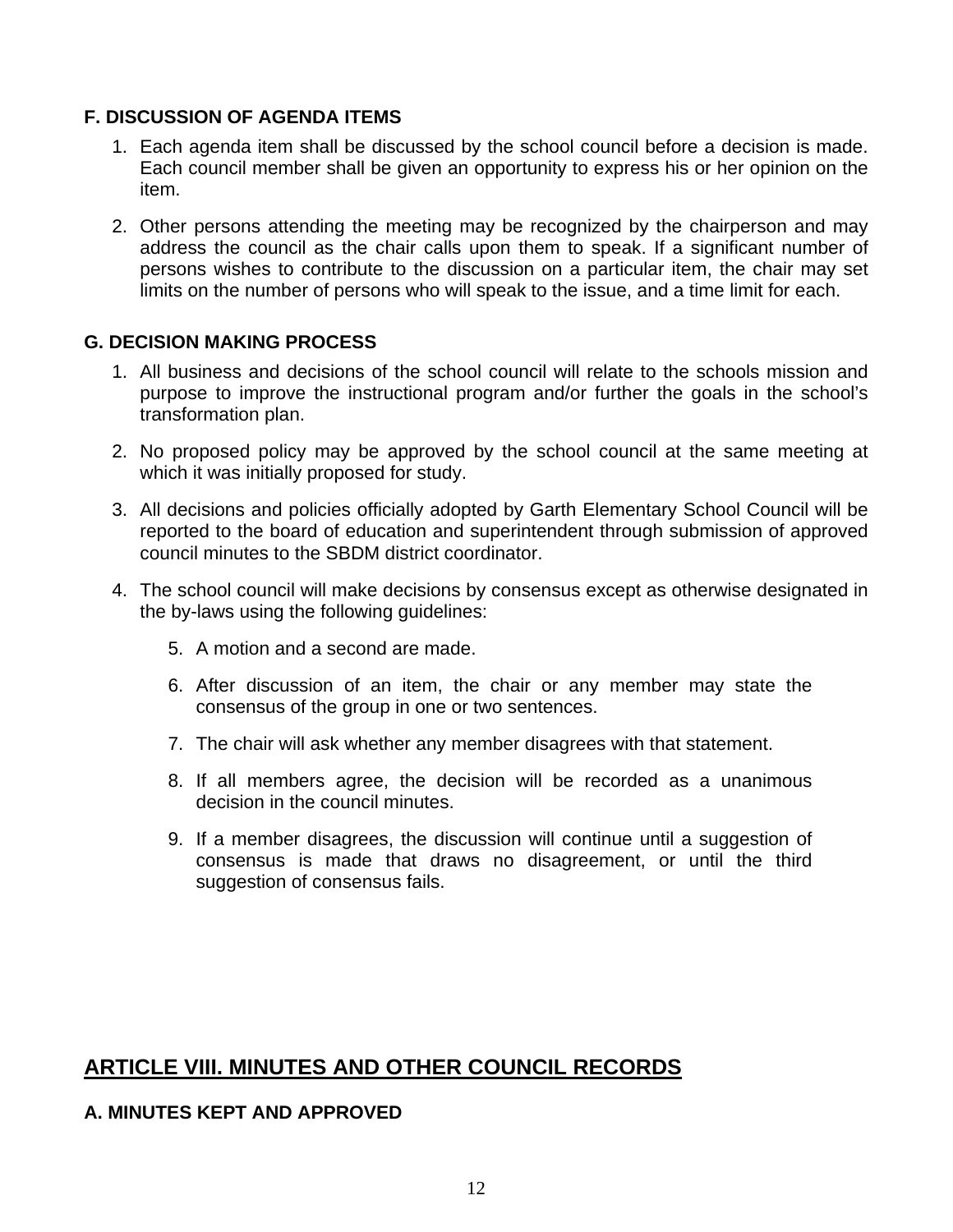### F. DISCUSSION OF AGENDA ITEMS

1. Each agenda item shall be discussed by the school council before a decision is made. Each council member shall be given an opportunity to express his or her opinion on the item.

2. Other persons attending the meeting may be recognized by the chairperson and may address the council as the chair calls upon them to speak. If a significant number of persons wishes to contribute to the discussion on a particular item, the chair may set limits on the number of persons who will speak to the issue, and a time limit for each.

### G. DECISION MAKING PROCESS

1. All business and decisions of the school council will relate to the schools mission and purpose to improve the instructional program and/or further the goals in the school's transformation plan.

2. No proposed policy may be approved by the school council at the same meeting at which it was initially proposed for study.

3. All decisions and policies officially adopted by Garth Elementary School Council will be reported to the board of education and superintendent through submission of approved council minutes to the SBDM district coordinator.

4. The school council will make decisions by consensus except as otherwise designated in the by-laws using the following guidelines:

    5. A motion and a second are made.

    6. After discussion of an item, the chair or any member may state the consensus of the group in one or two sentences.

    7. The chair will ask whether any member disagrees with that statement.

    8. If all members agree, the decision will be recorded as a unanimous decision in the council minutes.

    9. If a member disagrees, the discussion will continue until a suggestion of consensus is made that draws no disagreement, or until the third suggestion of consensus fails.

## ARTICLE VIII. MINUTES AND OTHER COUNCIL RECORDS

### A. MINUTES KEPT AND APPROVED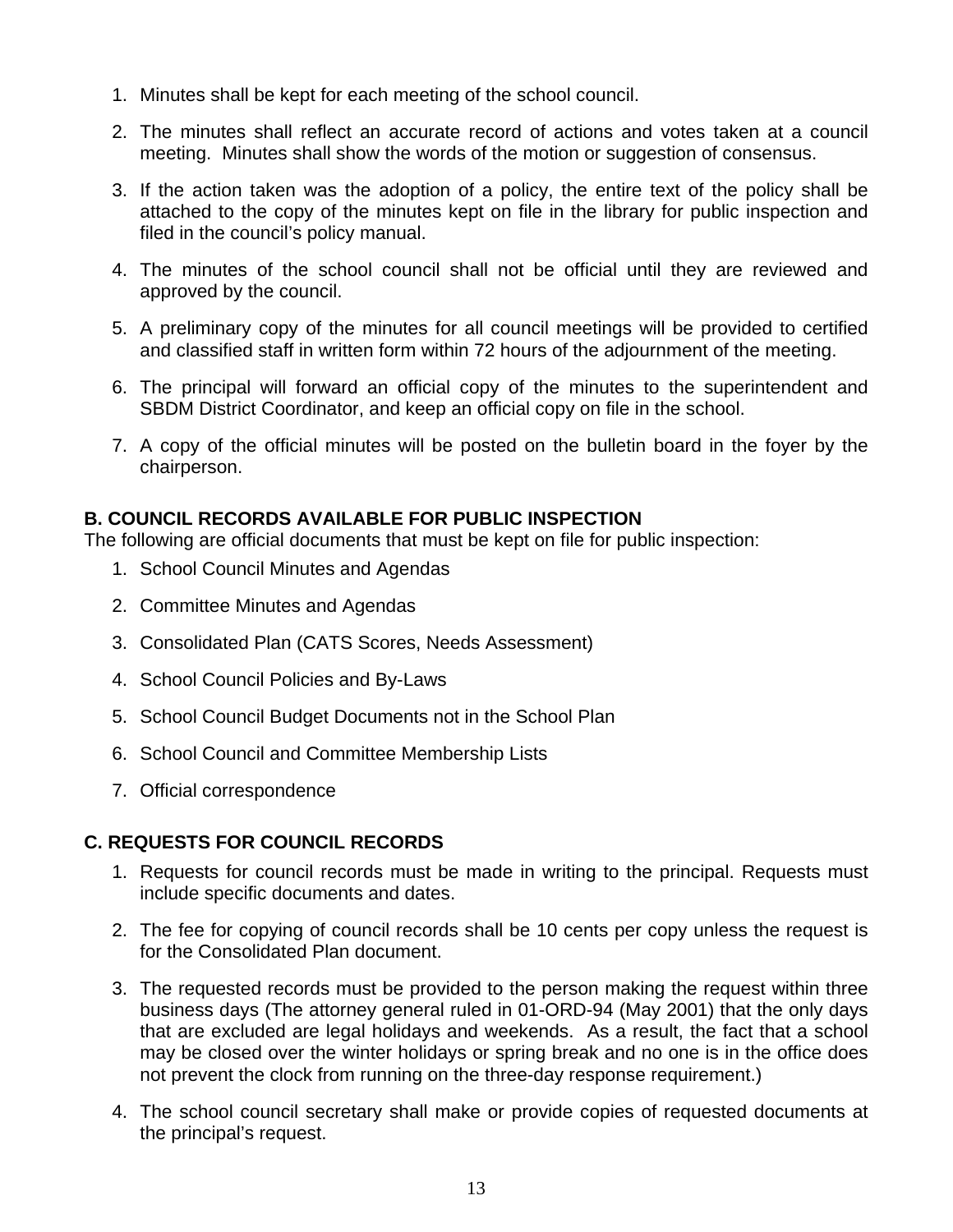1. Minutes shall be kept for each meeting of the school council.

2. The minutes shall reflect an accurate record of actions and votes taken at a council meeting. Minutes shall show the words of the motion or suggestion of consensus.

3. If the action taken was the adoption of a policy, the entire text of the policy shall be attached to the copy of the minutes kept on file in the library for public inspection and filed in the council's policy manual.

4. The minutes of the school council shall not be official until they are reviewed and approved by the council.

5. A preliminary copy of the minutes for all council meetings will be provided to certified and classified staff in written form within 72 hours of the adjournment of the meeting.

6. The principal will forward an official copy of the minutes to the superintendent and SBDM District Coordinator, and keep an official copy on file in the school.

7. A copy of the official minutes will be posted on the bulletin board in the foyer by the chairperson.

**B. COUNCIL RECORDS AVAILABLE FOR PUBLIC INSPECTION**

The following are official documents that must be kept on file for public inspection:

1. School Council Minutes and Agendas
2. Committee Minutes and Agendas
3. Consolidated Plan (CATS Scores, Needs Assessment)
4. School Council Policies and By-Laws
5. School Council Budget Documents not in the School Plan
6. School Council and Committee Membership Lists
7. Official correspondence

**C. REQUESTS FOR COUNCIL RECORDS**

1. Requests for council records must be made in writing to the principal. Requests must include specific documents and dates.

2. The fee for copying of council records shall be 10 cents per copy unless the request is for the Consolidated Plan document.

3. The requested records must be provided to the person making the request within three business days (The attorney general ruled in 01-ORD-94 (May 2001) that the only days that are excluded are legal holidays and weekends. As a result, the fact that a school may be closed over the winter holidays or spring break and no one is in the office does not prevent the clock from running on the three-day response requirement.)

4. The school council secretary shall make or provide copies of requested documents at the principal's request.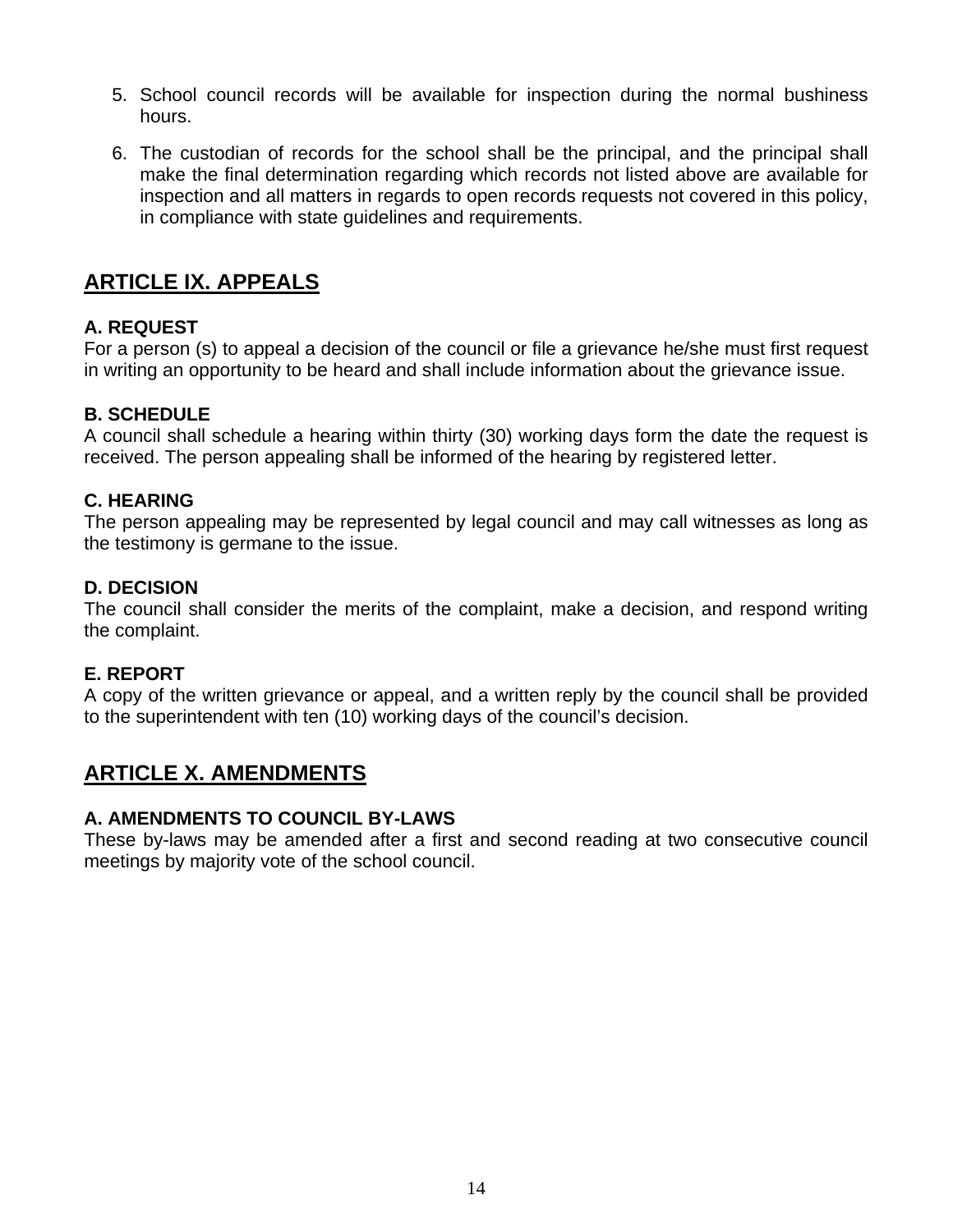5. School council records will be available for inspection during the normal bushiness hours.
6. The custodian of records for the school shall be the principal, and the principal shall make the final determination regarding which records not listed above are available for inspection and all matters in regards to open records requests not covered in this policy, in compliance with state guidelines and requirements.

## ARTICLE IX. APPEALS

**A. REQUEST**

For a person (s) to appeal a decision of the council or file a grievance he/she must first request in writing an opportunity to be heard and shall include information about the grievance issue.

**B. SCHEDULE**

A council shall schedule a hearing within thirty (30) working days form the date the request is received. The person appealing shall be informed of the hearing by registered letter.

**C. HEARING**

The person appealing may be represented by legal council and may call witnesses as long as the testimony is germane to the issue.

**D. DECISION**

The council shall consider the merits of the complaint, make a decision, and respond writing the complaint.

**E. REPORT**

A copy of the written grievance or appeal, and a written reply by the council shall be provided to the superintendent with ten (10) working days of the council's decision.

## ARTICLE X. AMENDMENTS

**A. AMENDMENTS TO COUNCIL BY-LAWS**

These by-laws may be amended after a first and second reading at two consecutive council meetings by majority vote of the school council.